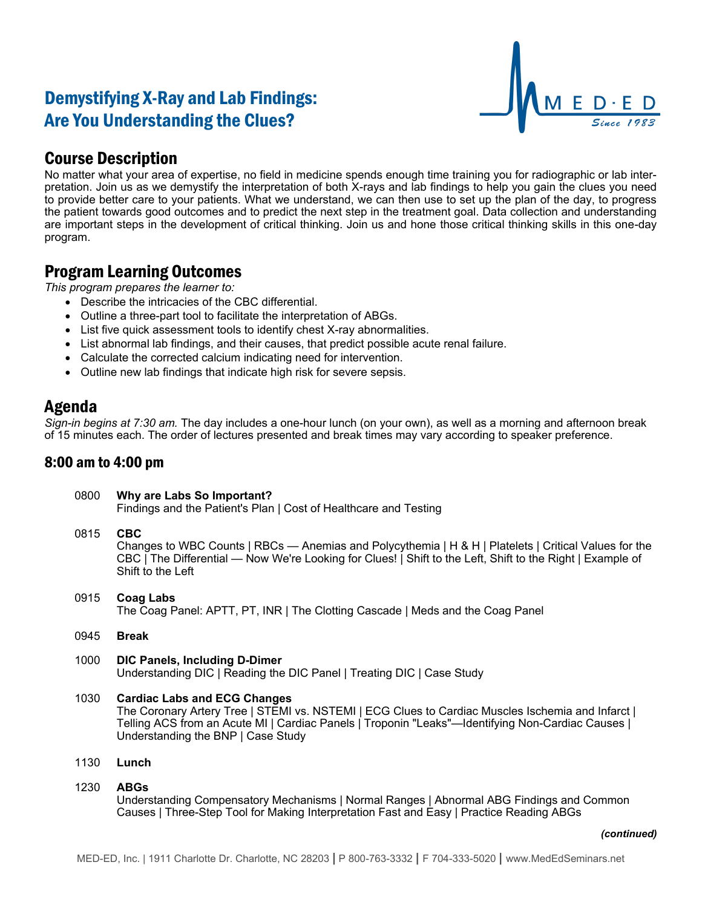# Demystifying X-Ray and Lab Findings: Are You Understanding the Clues?

MED·ED Since 1983

## Course Description

No matter what your area of expertise, no field in medicine spends enough time training you for radiographic or lab interpretation. Join us as we demystify the interpretation of both X-rays and lab findings to help you gain the clues you need to provide better care to your patients. What we understand, we can then use to set up the plan of the day, to progress the patient towards good outcomes and to predict the next step in the treatment goal. Data collection and understanding are important steps in the development of critical thinking. Join us and hone those critical thinking skills in this one-day program.

## Program Learning Outcomes

*This program prepares the learner to:*

- Describe the intricacies of the CBC differential.
- Outline a three-part tool to facilitate the interpretation of ABGs.
- List five quick assessment tools to identify chest X-ray abnormalities.
- List abnormal lab findings, and their causes, that predict possible acute renal failure.
- Calculate the corrected calcium indicating need for intervention.
- Outline new lab findings that indicate high risk for severe sepsis.

## Agenda

*Sign-in begins at 7:30 am.* The day includes a one-hour lunch (on your own), as well as a morning and afternoon break of 15 minutes each. The order of lectures presented and break times may vary according to speaker preference.

### 8:00 am to 4:00 pm

0800 **Why are Labs So Important?**
Findings and the Patient's Plan | Cost of Healthcare and Testing

0815 **CBC**
Changes to WBC Counts | RBCs — Anemias and Polycythemia | H & H | Platelets | Critical Values for the CBC | The Differential — Now We're Looking for Clues! | Shift to the Left, Shift to the Right | Example of Shift to the Left

0915 **Coag Labs**
The Coag Panel: APTT, PT, INR | The Clotting Cascade | Meds and the Coag Panel

0945 **Break**

1000 **DIC Panels, Including D-Dimer**
Understanding DIC | Reading the DIC Panel | Treating DIC | Case Study

1030 **Cardiac Labs and ECG Changes**
The Coronary Artery Tree | STEMI vs. NSTEMI | ECG Clues to Cardiac Muscles Ischemia and Infarct | Telling ACS from an Acute MI | Cardiac Panels | Troponin "Leaks"—Identifying Non-Cardiac Causes | Understanding the BNP | Case Study

1130 **Lunch**

1230 **ABGs**
Understanding Compensatory Mechanisms | Normal Ranges | Abnormal ABG Findings and Common Causes | Three-Step Tool for Making Interpretation Fast and Easy | Practice Reading ABGs

***(continued)***

MED-ED, Inc. | 1911 Charlotte Dr. Charlotte, NC 28203 | P 800-763-3332 | F 704-333-5020 | www.MedEdSeminars.net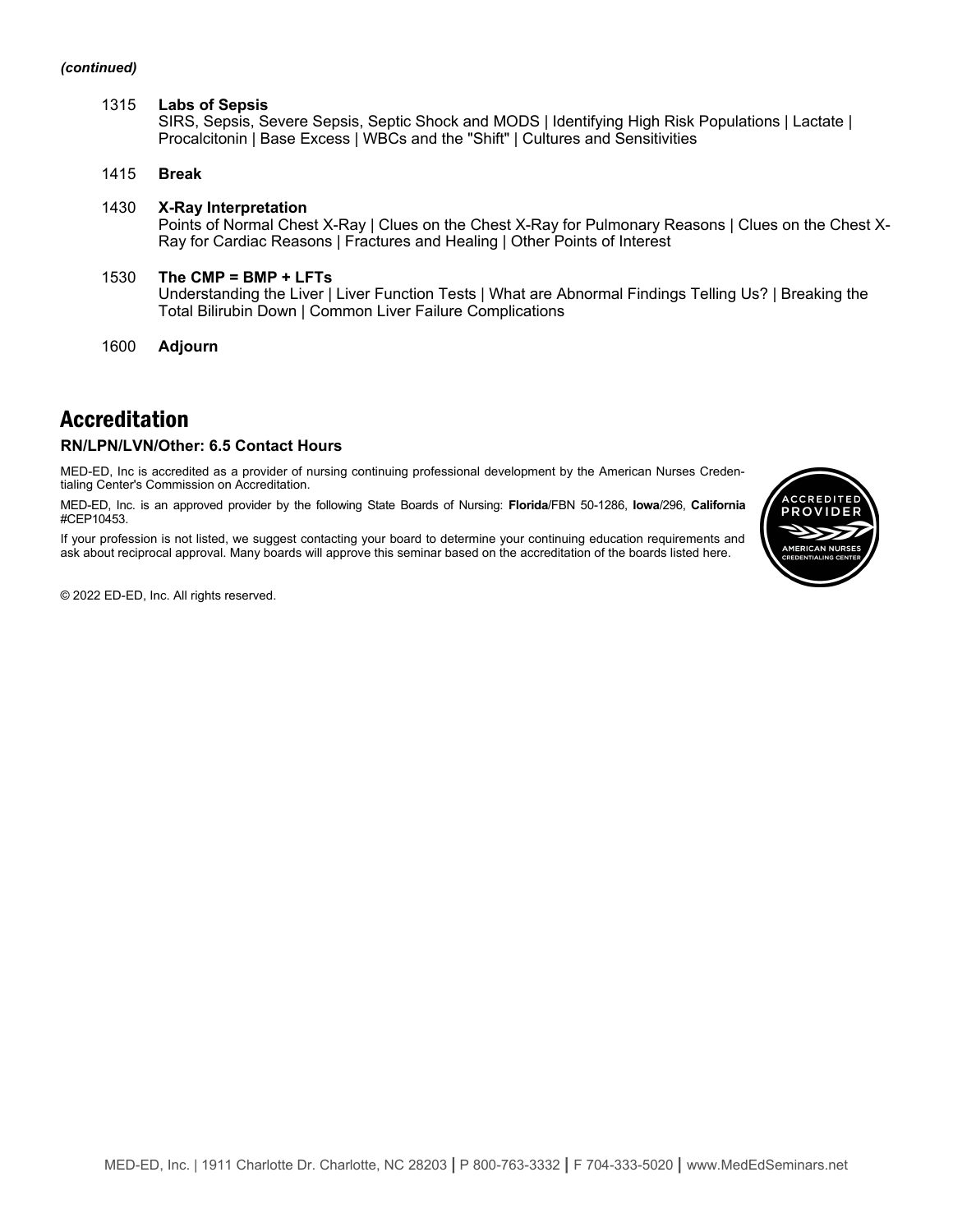*(continued)*

1315 **Labs of Sepsis**
SIRS, Sepsis, Severe Sepsis, Septic Shock and MODS | Identifying High Risk Populations | Lactate | Procalcitonin | Base Excess | WBCs and the "Shift" | Cultures and Sensitivities

1415 **Break**

1430 **X-Ray Interpretation**
Points of Normal Chest X-Ray | Clues on the Chest X-Ray for Pulmonary Reasons | Clues on the Chest X-Ray for Cardiac Reasons | Fractures and Healing | Other Points of Interest

1530 **The CMP = BMP + LFTs**
Understanding the Liver | Liver Function Tests | What are Abnormal Findings Telling Us? | Breaking the Total Bilirubin Down | Common Liver Failure Complications

1600 **Adjourn**

## Accreditation

**RN/LPN/LVN/Other: 6.5 Contact Hours**

MED-ED, Inc is accredited as a provider of nursing continuing professional development by the American Nurses Credentialing Center's Commission on Accreditation.

MED-ED, Inc. is an approved provider by the following State Boards of Nursing: **Florida**/FBN 50-1286, **Iowa**/296, **California** #CEP10453.

If your profession is not listed, we suggest contacting your board to determine your continuing education requirements and ask about reciprocal approval. Many boards will approve this seminar based on the accreditation of the boards listed here.

ACCREDITED PROVIDER
AMERICAN NURSES CREDENTIALING CENTER

© 2022 ED-ED, Inc. All rights reserved.

MED-ED, Inc. | 1911 Charlotte Dr. Charlotte, NC 28203 | P 800-763-3332 | F 704-333-5020 | www.MedEdSeminars.net